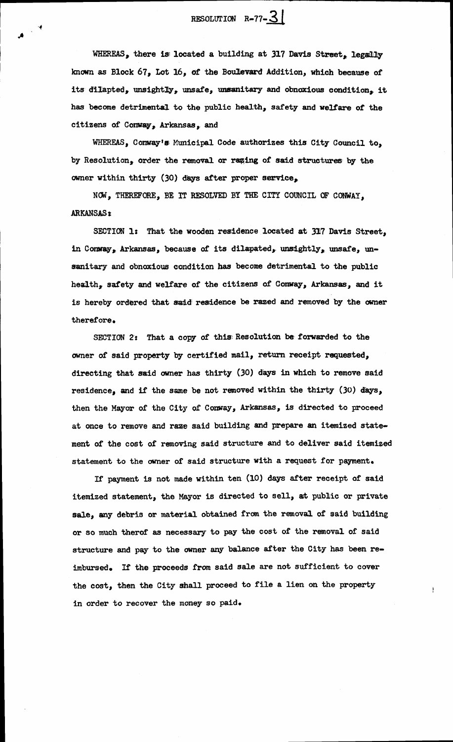# RESOLUTION R-77-31

WHEREAS, there is located a building at 317 Davis Street, legally known as Block 67, Lot 16, of the Boulevard Addition, which because of its dilapted, unsightly, unsafe, unsanitary and obnoxious condition, it has become detrimental to the public health, safety and welfare of the citizens of Conway, Arkansas, and

WHEREAS, Conway's Municipal Code authorizes this City Council to, by Resolution, order the removal or razing of said structures by the owner within thirty (30) days after proper service,

NOW, THEREFORE, BE IT RESOLVED BY THE CITY COUNCIL OF CONWAY, ARKANSAS:

SECTION 1: That the wooden residence located at 317 Davis Street, in Conway, Arkansas, because of its dilapated, unsightly, unsafe, unsanitary and obnoxious condition has become detrimental to the public health, safety and welfare of the citizens of Conway, Arkansas, and it is hereby ordered that said residence be razed and removed by the owner therefore.

SECTION 2: That a copy of this Resolution be forwarded to the owner of said property by certified mail, return receipt requested, directing that said owner has thirty (30) days in which to remove said residence, and if the same be not removed within the thirty (30) days, then the Mayor of the City of Conway, Arkansas, is directed to proceed at once to remove and raze said building and prepare an itemized statement of the cost of removing said structure and to deliver said itemized statement to the owner of said structure with a request for payment.

If payment is not made within ten (10) days after receipt of said itemized statement, the Mayor is directed to sell, at public or private sale, any debris or material obtained from the removal of said building or so much therof as necessary to pay the cost of the removal of said structure and pay to the owner any balance after the City has been reimbursed. If the proceeds from said sale are not sufficient to cover the cost, then the City shall proceed to file a lien on the property in order to recover the money so paid.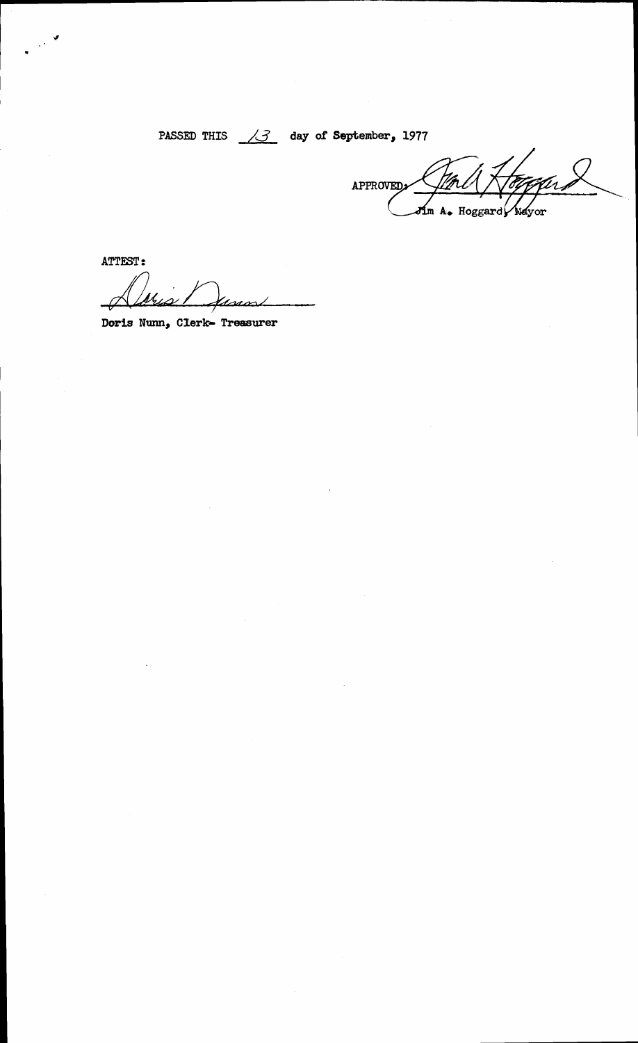PASSED THIS 13 day of September, 1977

APPROVED: ____________________
Jim A. Hoggard, Mayor

ATTEST:

____________________
**Doris Nunn, Clerk- Treasurer**